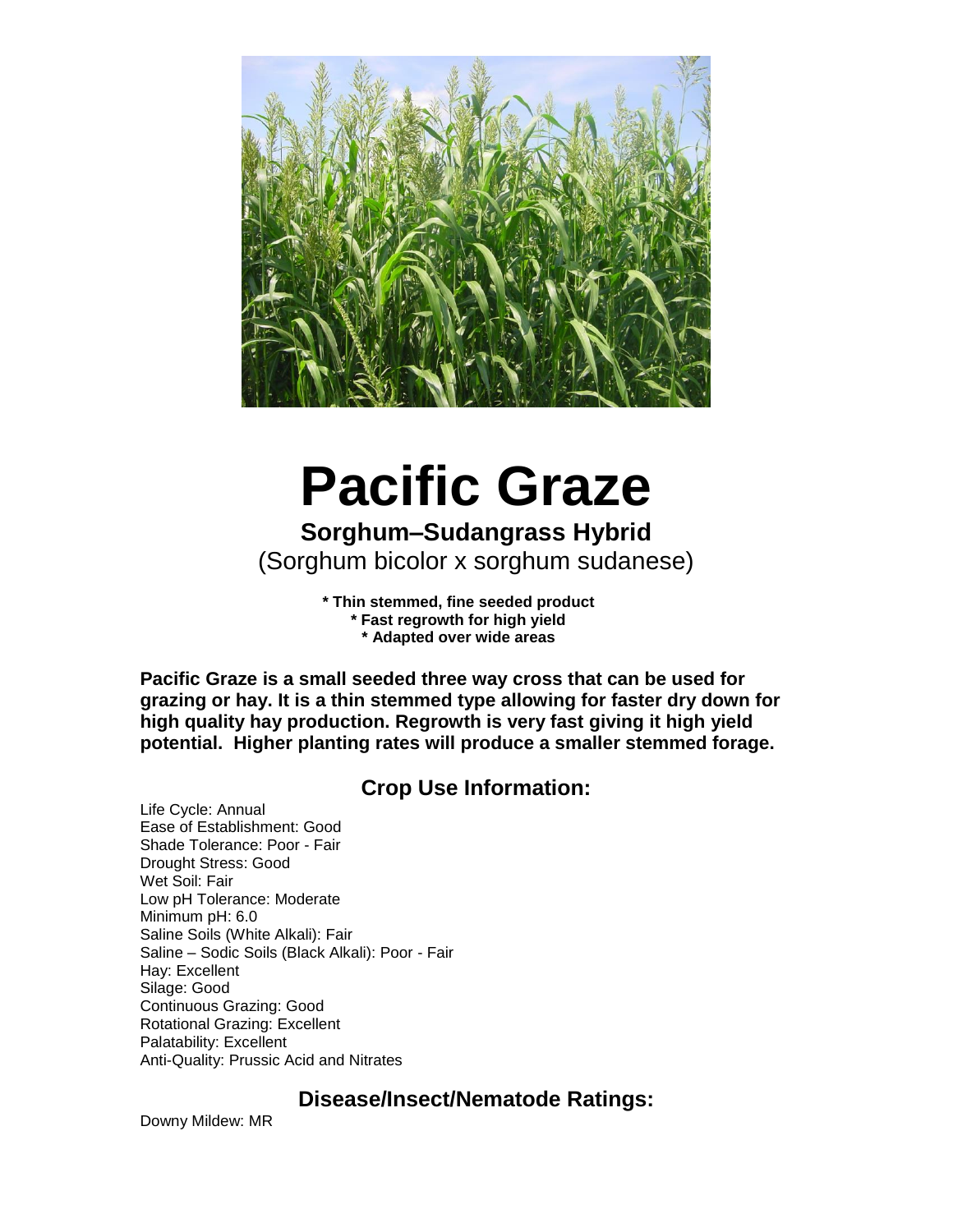# Pacific Graze

## Sorghum–Sudangrass Hybrid

(Sorghum bicolor x sorghum sudanese)

**\* Thin stemmed, fine seeded product**
**\* Fast regrowth for high yield**
**\* Adapted over wide areas**

**Pacific Graze is a small seeded three way cross that can be used for grazing or hay. It is a thin stemmed type allowing for faster dry down for high quality hay production. Regrowth is very fast giving it high yield potential. Higher planting rates will produce a smaller stemmed forage.**

## Crop Use Information:

Life Cycle: Annual
Ease of Establishment: Good
Shade Tolerance: Poor - Fair
Drought Stress: Good
Wet Soil: Fair
Low pH Tolerance: Moderate
Minimum pH: 6.0
Saline Soils (White Alkali): Fair
Saline – Sodic Soils (Black Alkali): Poor - Fair
Hay: Excellent
Silage: Good
Continuous Grazing: Good
Rotational Grazing: Excellent
Palatability: Excellent
Anti-Quality: Prussic Acid and Nitrates

## Disease/Insect/Nematode Ratings:

Downy Mildew: MR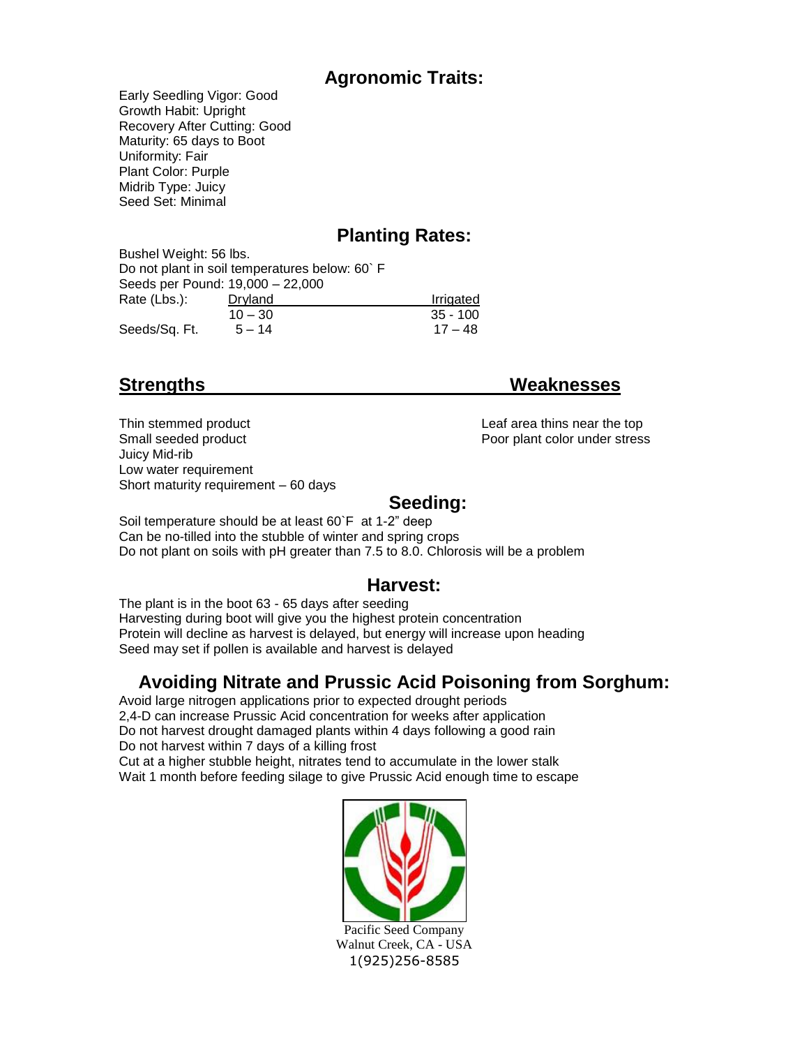## Agronomic Traits:

Early Seedling Vigor: Good
Growth Habit: Upright
Recovery After Cutting: Good
Maturity: 65 days to Boot
Uniformity: Fair
Plant Color: Purple
Midrib Type: Juicy
Seed Set: Minimal

## Planting Rates:

Bushel Weight: 56 lbs.
Do not plant in soil temperatures below: 60` F
Seeds per Pound: 19,000 – 22,000

| | Dryland | Irrigated |
|---|---|---|
| Rate (Lbs.): | 10 – 30 | 35 - 100 |
| Seeds/Sq. Ft. | 5 – 14 | 17 – 48 |

## Strengths

Thin stemmed product
Small seeded product
Juicy Mid-rib
Low water requirement
Short maturity requirement – 60 days

## Weaknesses

Leaf area thins near the top
Poor plant color under stress

## Seeding:

Soil temperature should be at least 60`F at 1-2" deep
Can be no-tilled into the stubble of winter and spring crops
Do not plant on soils with pH greater than 7.5 to 8.0. Chlorosis will be a problem

## Harvest:

The plant is in the boot 63 - 65 days after seeding
Harvesting during boot will give you the highest protein concentration
Protein will decline as harvest is delayed, but energy will increase upon heading
Seed may set if pollen is available and harvest is delayed

## Avoiding Nitrate and Prussic Acid Poisoning from Sorghum:

Avoid large nitrogen applications prior to expected drought periods
2,4-D can increase Prussic Acid concentration for weeks after application
Do not harvest drought damaged plants within 4 days following a good rain
Do not harvest within 7 days of a killing frost
Cut at a higher stubble height, nitrates tend to accumulate in the lower stalk
Wait 1 month before feeding silage to give Prussic Acid enough time to escape

Pacific Seed Company
Walnut Creek, CA - USA
1(925)256-8585